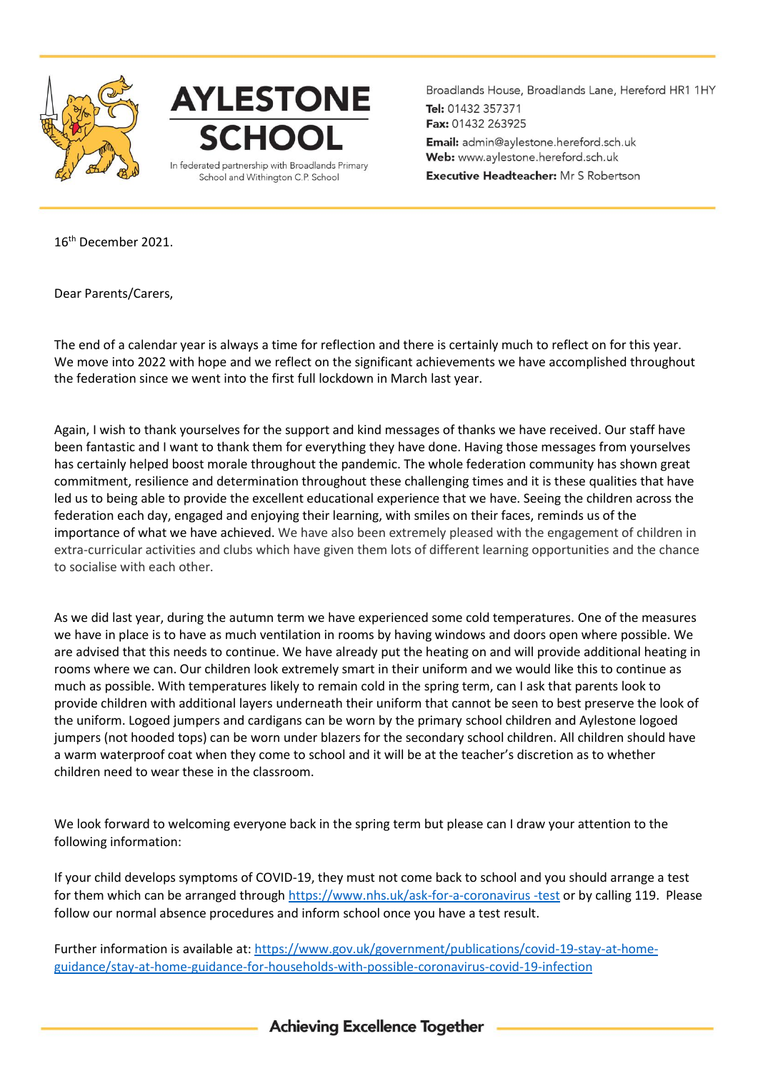# AYLESTONE SCHOOL

In federated partnership with Broadlands Primary School and Withington C.P. School

Broadlands House, Broadlands Lane, Hereford HR1 1HY
**Tel:** 01432 357371
**Fax:** 01432 263925
**Email:** admin@aylestone.hereford.sch.uk
**Web:** www.aylestone.hereford.sch.uk
**Executive Headteacher:** Mr S Robertson

16th December 2021.

Dear Parents/Carers,

The end of a calendar year is always a time for reflection and there is certainly much to reflect on for this year. We move into 2022 with hope and we reflect on the significant achievements we have accomplished throughout the federation since we went into the first full lockdown in March last year.

Again, I wish to thank yourselves for the support and kind messages of thanks we have received. Our staff have been fantastic and I want to thank them for everything they have done. Having those messages from yourselves has certainly helped boost morale throughout the pandemic. The whole federation community has shown great commitment, resilience and determination throughout these challenging times and it is these qualities that have led us to being able to provide the excellent educational experience that we have. Seeing the children across the federation each day, engaged and enjoying their learning, with smiles on their faces, reminds us of the importance of what we have achieved. We have also been extremely pleased with the engagement of children in extra-curricular activities and clubs which have given them lots of different learning opportunities and the chance to socialise with each other.

As we did last year, during the autumn term we have experienced some cold temperatures. One of the measures we have in place is to have as much ventilation in rooms by having windows and doors open where possible. We are advised that this needs to continue. We have already put the heating on and will provide additional heating in rooms where we can. Our children look extremely smart in their uniform and we would like this to continue as much as possible. With temperatures likely to remain cold in the spring term, can I ask that parents look to provide children with additional layers underneath their uniform that cannot be seen to best preserve the look of the uniform. Logoed jumpers and cardigans can be worn by the primary school children and Aylestone logoed jumpers (not hooded tops) can be worn under blazers for the secondary school children. All children should have a warm waterproof coat when they come to school and it will be at the teacher's discretion as to whether children need to wear these in the classroom.

We look forward to welcoming everyone back in the spring term but please can I draw your attention to the following information:

If your child develops symptoms of COVID-19, they must not come back to school and you should arrange a test for them which can be arranged through [https://www.nhs.uk/ask-for-a-coronavirus -test](https://www.nhs.uk/ask-for-a-coronavirus-test) or by calling 119. Please follow our normal absence procedures and inform school once you have a test result.

Further information is available at: [https://www.gov.uk/government/publications/covid-19-stay-at-home-guidance/stay-at-home-guidance-for-households-with-possible-coronavirus-covid-19-infection](https://www.gov.uk/government/publications/covid-19-stay-at-home-guidance/stay-at-home-guidance-for-households-with-possible-coronavirus-covid-19-infection)

**Achieving Excellence Together**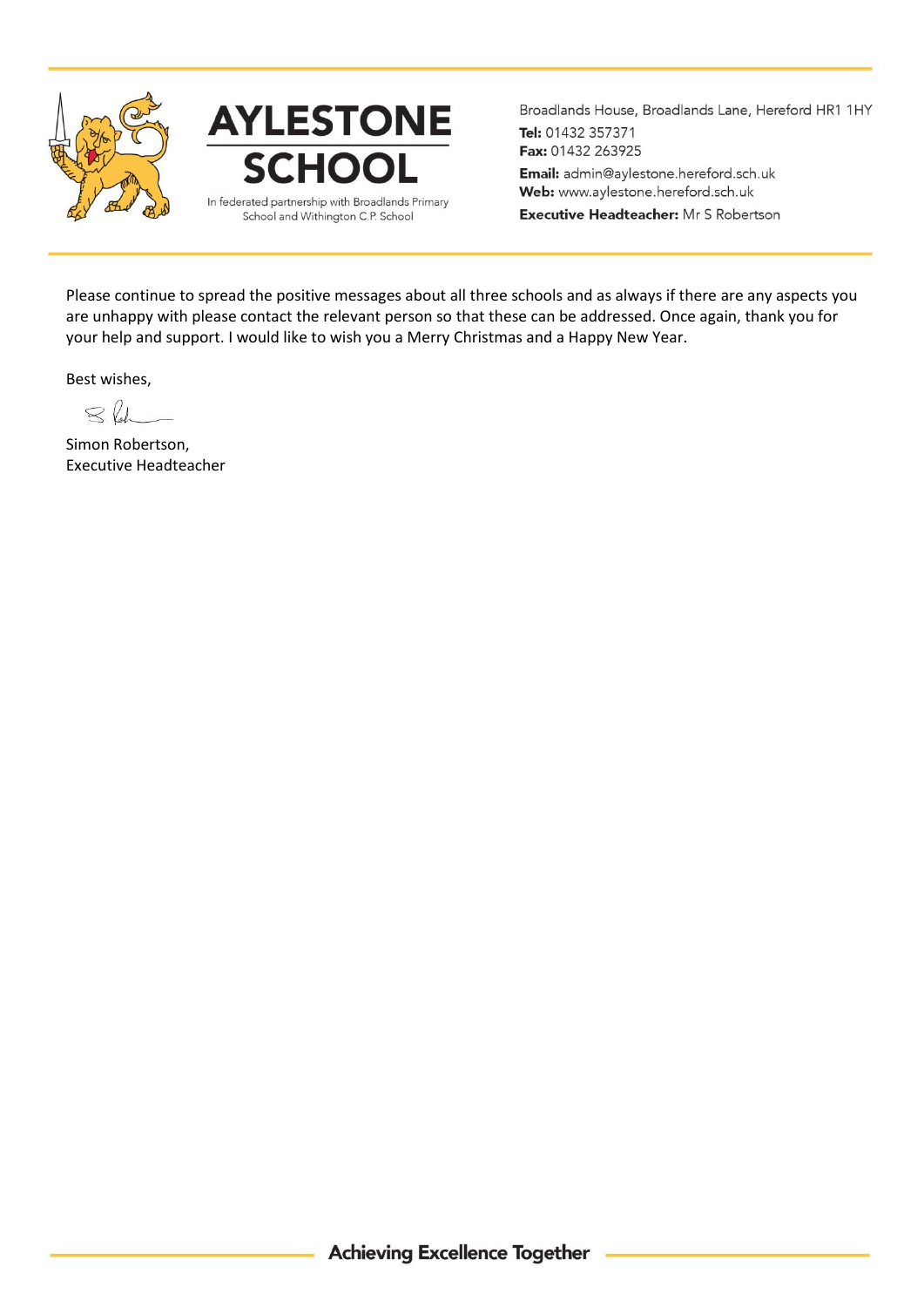Please continue to spread the positive messages about all three schools and as always if there are any aspects you are unhappy with please contact the relevant person so that these can be addressed. Once again, thank you for your help and support. I would like to wish you a Merry Christmas and a Happy New Year.

Best wishes,

Simon Robertson,
Executive Headteacher